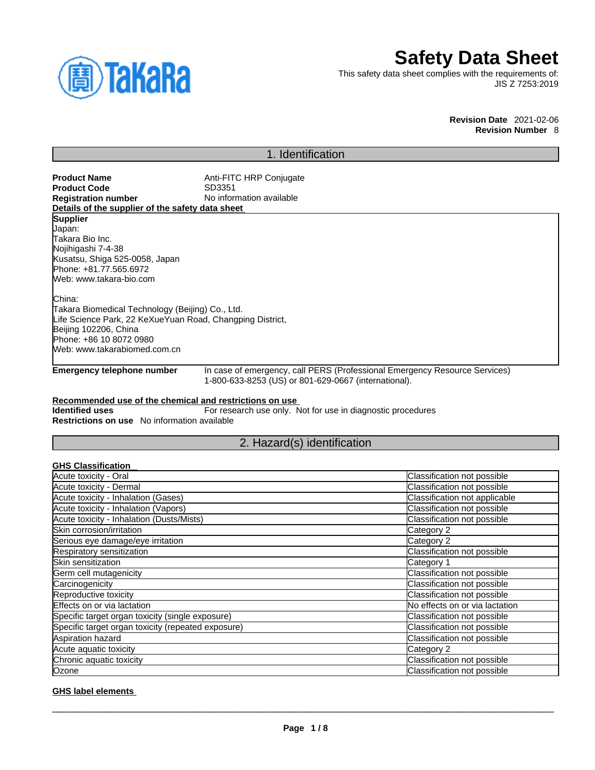# Safety Data Sheet

This safety data sheet complies with the requirements of:
JIS Z 7253:2019

**Revision Date** 2021-02-06
**Revision Number** 8

## 1. Identification

**Product Name** Anti-FITC HRP Conjugate
**Product Code** SD3351
**Registration number** No information available

**Details of the supplier of the safety data sheet**

**Supplier**
Japan:
Takara Bio Inc.
Nojihigashi 7-4-38
Kusatsu, Shiga 525-0058, Japan
Phone: +81.77.565.6972
Web: www.takara-bio.com

China:
Takara Biomedical Technology (Beijing) Co., Ltd.
Life Science Park, 22 KeXueYuan Road, Changping District,
Beijing 102206, China
Phone: +86 10 8072 0980
Web: www.takarabiomed.com.cn

**Emergency telephone number** In case of emergency, call PERS (Professional Emergency Resource Services) 1-800-633-8253 (US) or 801-629-0667 (international).

**Recommended use of the chemical and restrictions on use**
**Identified uses** For research use only. Not for use in diagnostic procedures
**Restrictions on use** No information available

## 2. Hazard(s) identification

**GHS Classification**

| | |
|---|---|
| Acute toxicity - Oral | Classification not possible |
| Acute toxicity - Dermal | Classification not possible |
| Acute toxicity - Inhalation (Gases) | Classification not applicable |
| Acute toxicity - Inhalation (Vapors) | Classification not possible |
| Acute toxicity - Inhalation (Dusts/Mists) | Classification not possible |
| Skin corrosion/irritation | Category 2 |
| Serious eye damage/eye irritation | Category 2 |
| Respiratory sensitization | Classification not possible |
| Skin sensitization | Category 1 |
| Germ cell mutagenicity | Classification not possible |
| Carcinogenicity | Classification not possible |
| Reproductive toxicity | Classification not possible |
| Effects on or via lactation | No effects on or via lactation |
| Specific target organ toxicity (single exposure) | Classification not possible |
| Specific target organ toxicity (repeated exposure) | Classification not possible |
| Aspiration hazard | Classification not possible |
| Acute aquatic toxicity | Category 2 |
| Chronic aquatic toxicity | Classification not possible |
| Ozone | Classification not possible |

**GHS label elements**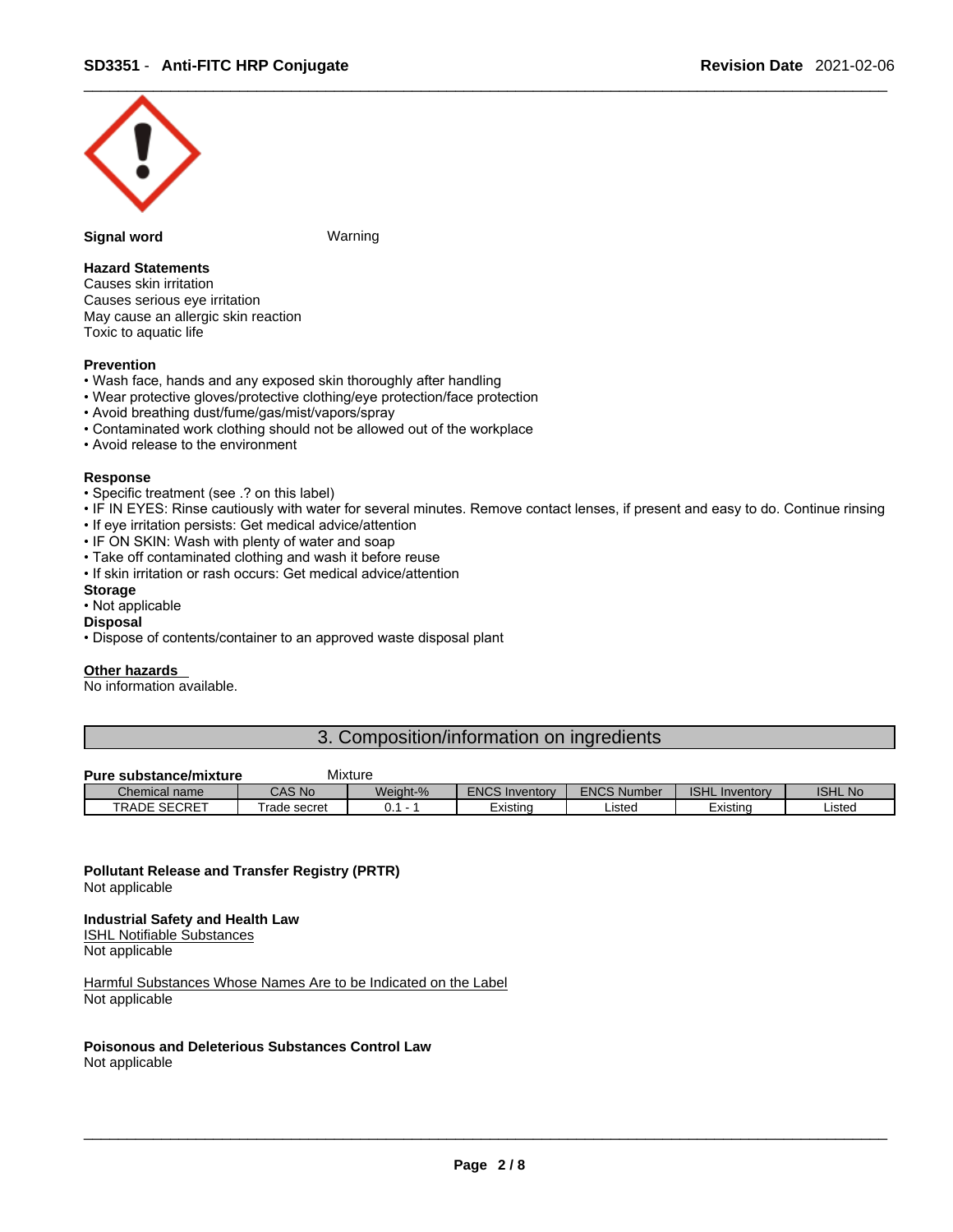**Signal word** Warning

**Hazard Statements**
Causes skin irritation
Causes serious eye irritation
May cause an allergic skin reaction
Toxic to aquatic life

**Prevention**
- Wash face, hands and any exposed skin thoroughly after handling
- Wear protective gloves/protective clothing/eye protection/face protection
- Avoid breathing dust/fume/gas/mist/vapors/spray
- Contaminated work clothing should not be allowed out of the workplace
- Avoid release to the environment

**Response**
- Specific treatment (see .? on this label)
- IF IN EYES: Rinse cautiously with water for several minutes. Remove contact lenses, if present and easy to do. Continue rinsing
- If eye irritation persists: Get medical advice/attention
- IF ON SKIN: Wash with plenty of water and soap
- Take off contaminated clothing and wash it before reuse
- If skin irritation or rash occurs: Get medical advice/attention

**Storage**
- Not applicable

**Disposal**
- Dispose of contents/container to an approved waste disposal plant

**Other hazards**
No information available.

## 3. Composition/information on ingredients

**Pure substance/mixture** Mixture

| Chemical name | CAS No | Weight-% | ENCS Inventory | ENCS Number | ISHL Inventory | ISHL No |
|---|---|---|---|---|---|---|
| TRADE SECRET | Trade secret | 0.1 - 1 | Existing | Listed | Existing | Listed |

**Pollutant Release and Transfer Registry (PRTR)**
Not applicable

**Industrial Safety and Health Law**
ISHL Notifiable Substances
Not applicable

Harmful Substances Whose Names Are to be Indicated on the Label
Not applicable

**Poisonous and Deleterious Substances Control Law**
Not applicable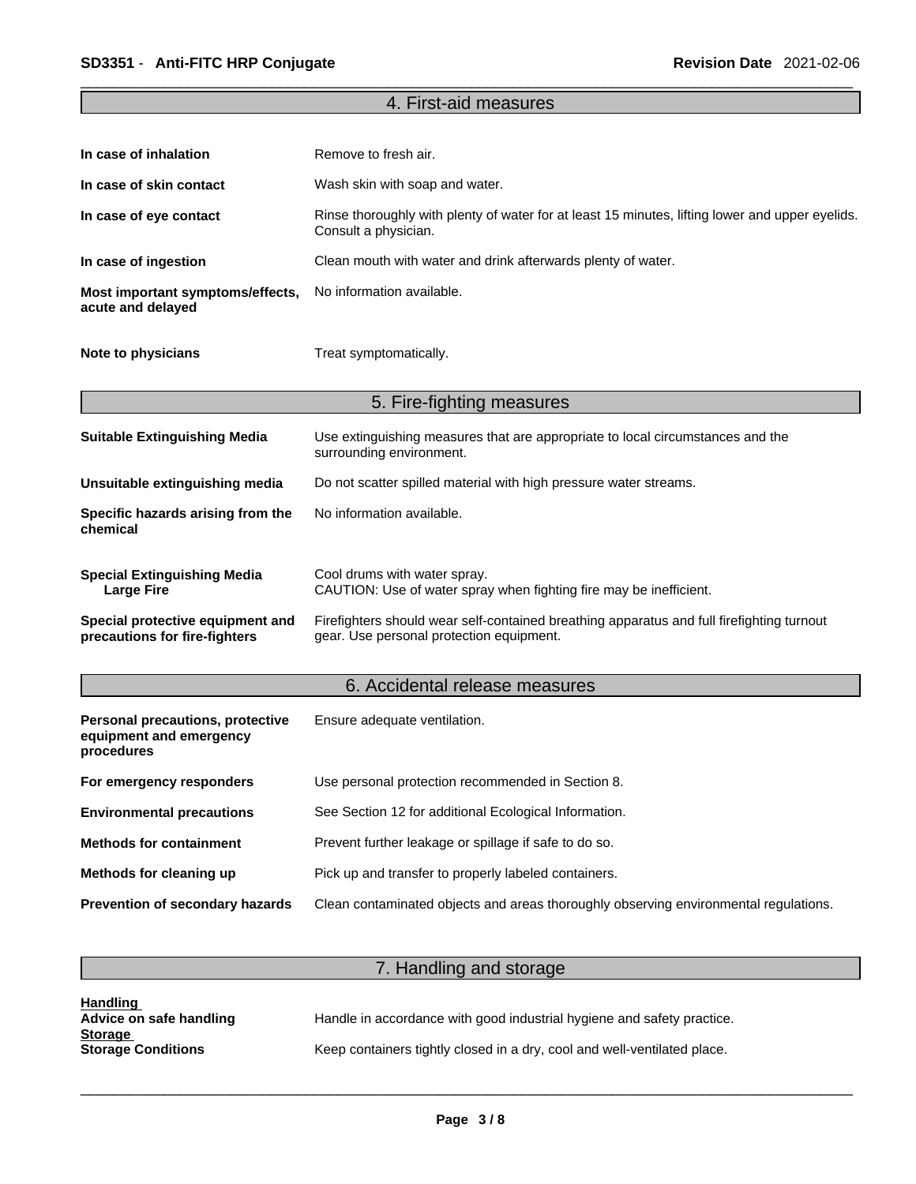## 4. First-aid measures

| | |
|---|---|
| **In case of inhalation** | Remove to fresh air. |
| **In case of skin contact** | Wash skin with soap and water. |
| **In case of eye contact** | Rinse thoroughly with plenty of water for at least 15 minutes, lifting lower and upper eyelids. Consult a physician. |
| **In case of ingestion** | Clean mouth with water and drink afterwards plenty of water. |
| **Most important symptoms/effects, acute and delayed** | No information available. |
| **Note to physicians** | Treat symptomatically. |

## 5. Fire-fighting measures

| | |
|---|---|
| **Suitable Extinguishing Media** | Use extinguishing measures that are appropriate to local circumstances and the surrounding environment. |
| **Unsuitable extinguishing media** | Do not scatter spilled material with high pressure water streams. |
| **Specific hazards arising from the chemical** | No information available. |
| **Special Extinguishing Media Large Fire** | Cool drums with water spray. CAUTION: Use of water spray when fighting fire may be inefficient. |
| **Special protective equipment and precautions for fire-fighters** | Firefighters should wear self-contained breathing apparatus and full firefighting turnout gear. Use personal protection equipment. |

## 6. Accidental release measures

| | |
|---|---|
| **Personal precautions, protective equipment and emergency procedures** | Ensure adequate ventilation. |
| **For emergency responders** | Use personal protection recommended in Section 8. |
| **Environmental precautions** | See Section 12 for additional Ecological Information. |
| **Methods for containment** | Prevent further leakage or spillage if safe to do so. |
| **Methods for cleaning up** | Pick up and transfer to properly labeled containers. |
| **Prevention of secondary hazards** | Clean contaminated objects and areas thoroughly observing environmental regulations. |

## 7. Handling and storage

**Handling**

| | |
|---|---|
| **Advice on safe handling** | Handle in accordance with good industrial hygiene and safety practice. |

**Storage**

| | |
|---|---|
| **Storage Conditions** | Keep containers tightly closed in a dry, cool and well-ventilated place. |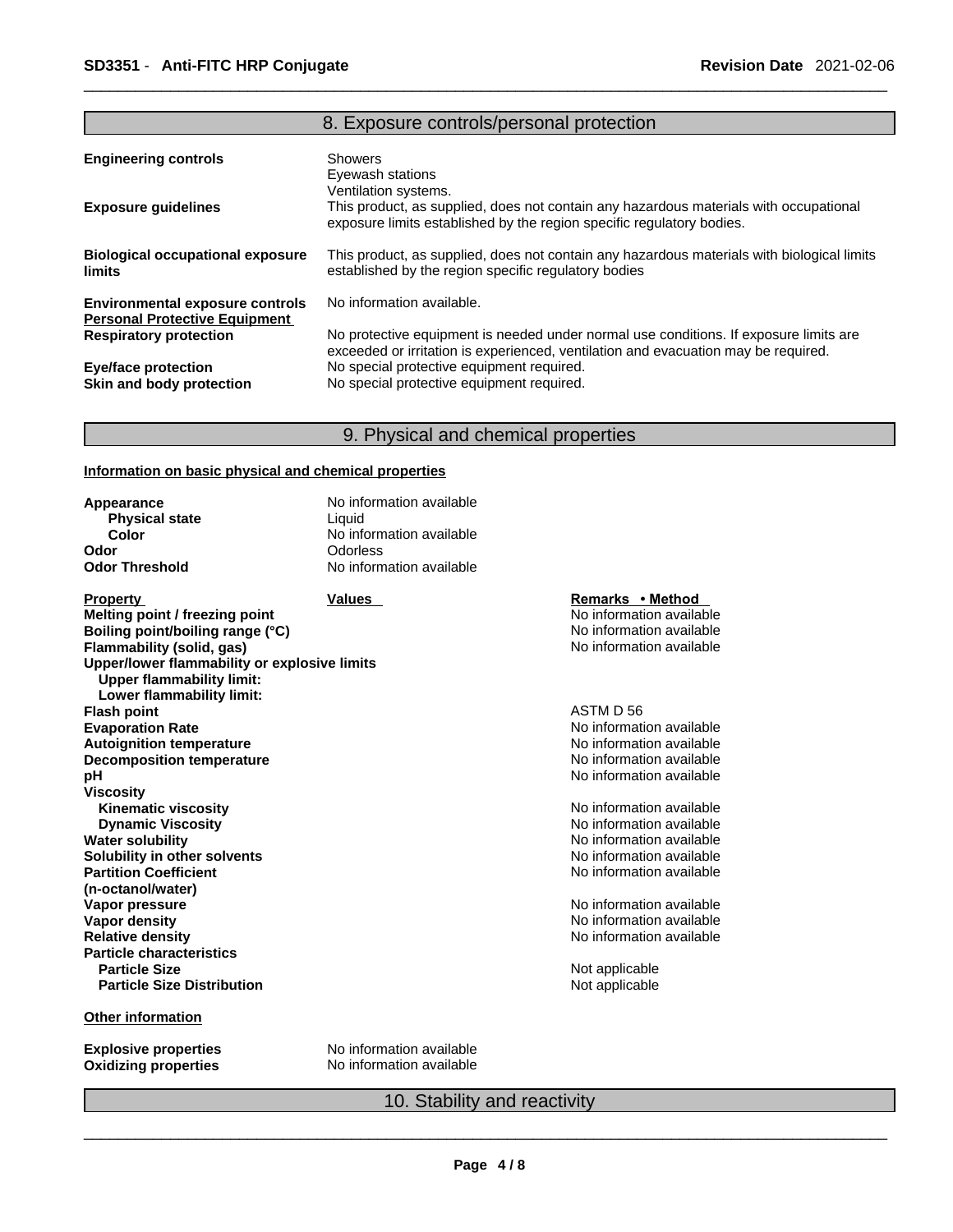## 8. Exposure controls/personal protection

| | |
|---|---|
| **Engineering controls** | Showers<br>Eyewash stations<br>Ventilation systems. |
| **Exposure guidelines** | This product, as supplied, does not contain any hazardous materials with occupational exposure limits established by the region specific regulatory bodies. |
| **Biological occupational exposure limits** | This product, as supplied, does not contain any hazardous materials with biological limits established by the region specific regulatory bodies |
| **Environmental exposure controls** | No information available. |

**Personal Protective Equipment**

| | |
|---|---|
| **Respiratory protection** | No protective equipment is needed under normal use conditions. If exposure limits are exceeded or irritation is experienced, ventilation and evacuation may be required. |
| **Eye/face protection** | No special protective equipment required. |
| **Skin and body protection** | No special protective equipment required. |

## 9. Physical and chemical properties

**Information on basic physical and chemical properties**

| | |
|---|---|
| **Appearance** | No information available |
| **Physical state** | Liquid |
| **Color** | No information available |
| **Odor** | Odorless |
| **Odor Threshold** | No information available |

| Property | Values | Remarks • Method |
|---|---|---|
| **Melting point / freezing point** | | No information available |
| **Boiling point/boiling range (°C)** | | No information available |
| **Flammability (solid, gas)** | | No information available |
| **Upper/lower flammability or explosive limits** | | |
| **Upper flammability limit:** | | |
| **Lower flammability limit:** | | |
| **Flash point** | | ASTM D 56 |
| **Evaporation Rate** | | No information available |
| **Autoignition temperature** | | No information available |
| **Decomposition temperature** | | No information available |
| **pH** | | No information available |
| **Viscosity** | | |
| **Kinematic viscosity** | | No information available |
| **Dynamic Viscosity** | | No information available |
| **Water solubility** | | No information available |
| **Solubility in other solvents** | | No information available |
| **Partition Coefficient (n-octanol/water)** | | No information available |
| **Vapor pressure** | | No information available |
| **Vapor density** | | No information available |
| **Relative density** | | No information available |
| **Particle characteristics** | | |
| **Particle Size** | | Not applicable |
| **Particle Size Distribution** | | Not applicable |

**Other information**

| | |
|---|---|
| **Explosive properties** | No information available |
| **Oxidizing properties** | No information available |

## 10. Stability and reactivity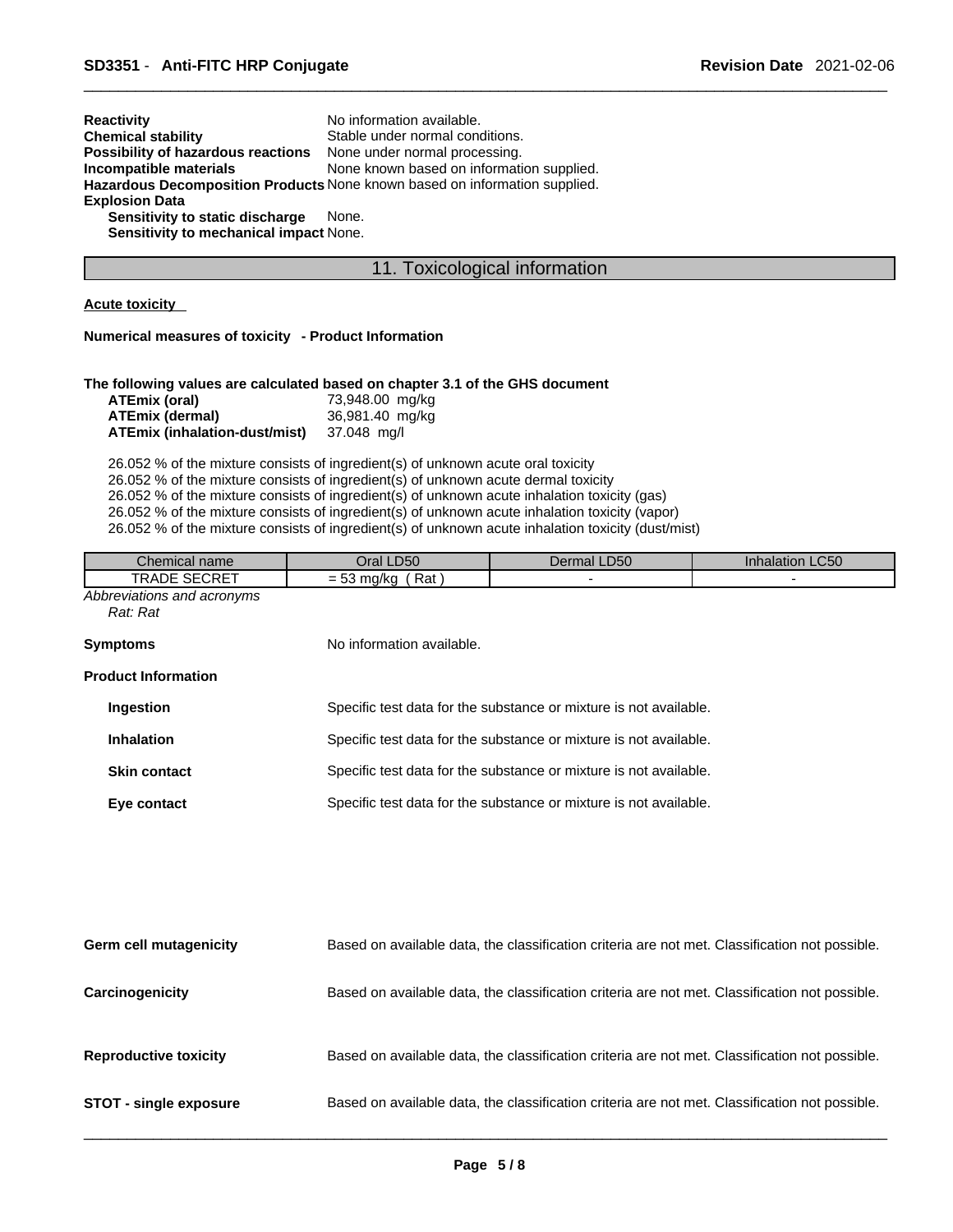**Reactivity** No information available.
**Chemical stability** Stable under normal conditions.
**Possibility of hazardous reactions** None under normal processing.
**Incompatible materials** None known based on information supplied.
**Hazardous Decomposition Products** None known based on information supplied.
**Explosion Data**
**Sensitivity to static discharge** None.
**Sensitivity to mechanical impact** None.

## 11. Toxicological information

**Acute toxicity**

**Numerical measures of toxicity - Product Information**

**The following values are calculated based on chapter 3.1 of the GHS document**

**ATEmix (oral)** 73,948.00 mg/kg
**ATEmix (dermal)** 36,981.40 mg/kg
**ATEmix (inhalation-dust/mist)** 37.048 mg/l

26.052 % of the mixture consists of ingredient(s) of unknown acute oral toxicity
26.052 % of the mixture consists of ingredient(s) of unknown acute dermal toxicity
26.052 % of the mixture consists of ingredient(s) of unknown acute inhalation toxicity (gas)
26.052 % of the mixture consists of ingredient(s) of unknown acute inhalation toxicity (vapor)
26.052 % of the mixture consists of ingredient(s) of unknown acute inhalation toxicity (dust/mist)

| Chemical name | Oral LD50 | Dermal LD50 | Inhalation LC50 |
|---|---|---|---|
| TRADE SECRET | = 53 mg/kg ( Rat ) | - | - |

*Abbreviations and acronyms*
*Rat: Rat*

**Symptoms** No information available.

**Product Information**

**Ingestion** Specific test data for the substance or mixture is not available.

**Inhalation** Specific test data for the substance or mixture is not available.

**Skin contact** Specific test data for the substance or mixture is not available.

**Eye contact** Specific test data for the substance or mixture is not available.

**Germ cell mutagenicity** Based on available data, the classification criteria are not met. Classification not possible.

**Carcinogenicity** Based on available data, the classification criteria are not met. Classification not possible.

**Reproductive toxicity** Based on available data, the classification criteria are not met. Classification not possible.

**STOT - single exposure** Based on available data, the classification criteria are not met. Classification not possible.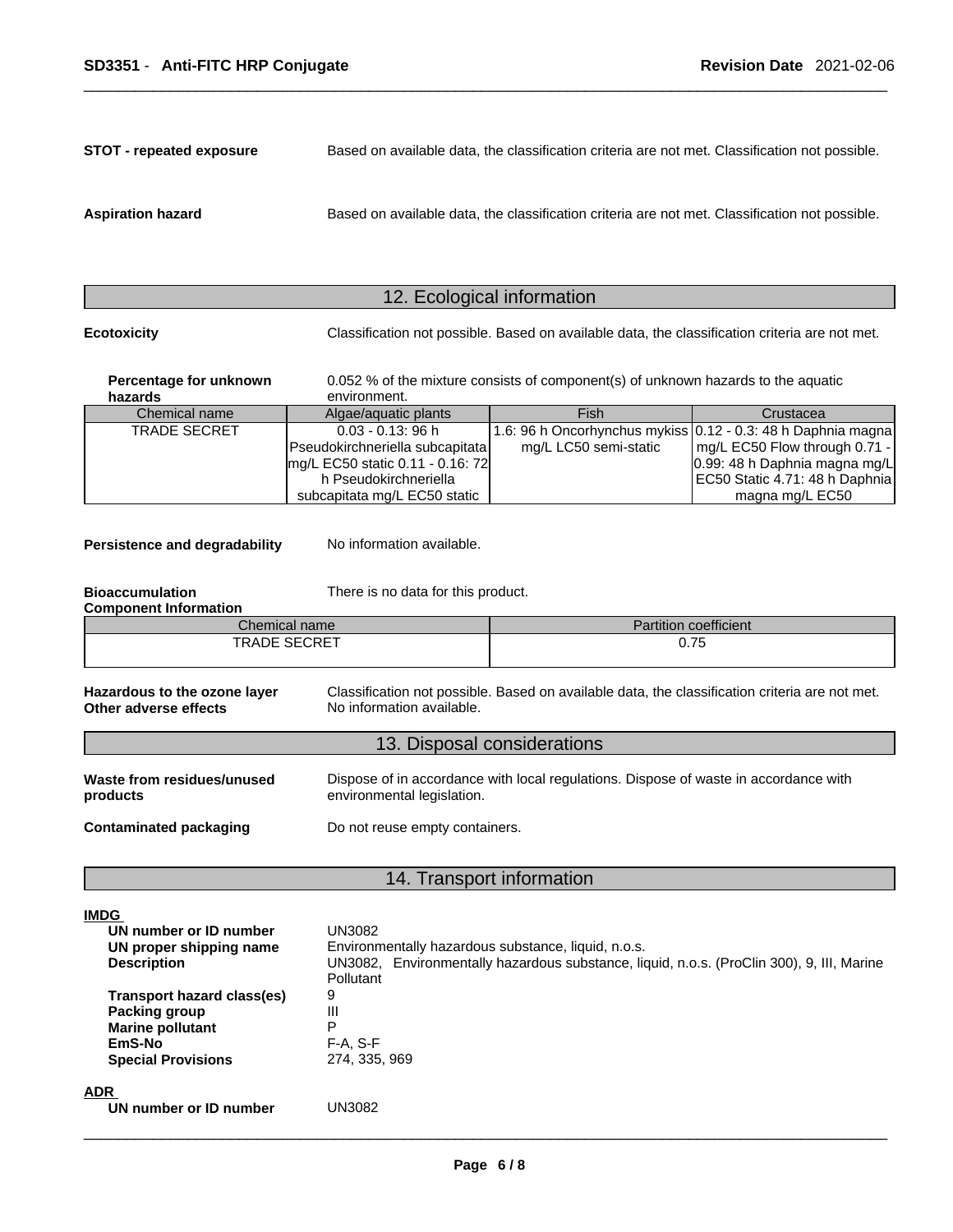**STOT - repeated exposure** Based on available data, the classification criteria are not met. Classification not possible.

**Aspiration hazard** Based on available data, the classification criteria are not met. Classification not possible.

## 12. Ecological information

**Ecotoxicity** Classification not possible. Based on available data, the classification criteria are not met.

**Percentage for unknown hazards** 0.052 % of the mixture consists of component(s) of unknown hazards to the aquatic environment.

| Chemical name | Algae/aquatic plants | Fish | Crustacea |
|---|---|---|---|
| TRADE SECRET | 0.03 - 0.13: 96 h Pseudokirchneriella subcapitata mg/L EC50 static 0.11 - 0.16: 72 h Pseudokirchneriella subcapitata mg/L EC50 static | 1.6: 96 h Oncorhynchus mykiss mg/L LC50 semi-static | 0.12 - 0.3: 48 h Daphnia magna mg/L EC50 Flow through 0.71 - 0.99: 48 h Daphnia magna mg/L EC50 Static 4.71: 48 h Daphnia magna mg/L EC50 |

**Persistence and degradability** No information available.

**Bioaccumulation** There is no data for this product.

**Component Information**

| Chemical name | Partition coefficient |
|---|---|
| TRADE SECRET | 0.75 |

**Hazardous to the ozone layer** Classification not possible. Based on available data, the classification criteria are not met.

**Other adverse effects** No information available.

## 13. Disposal considerations

**Waste from residues/unused products** Dispose of in accordance with local regulations. Dispose of waste in accordance with environmental legislation.

**Contaminated packaging** Do not reuse empty containers.

## 14. Transport information

**IMDG**

**UN number or ID number** UN3082
**UN proper shipping name** Environmentally hazardous substance, liquid, n.o.s.
**Description** UN3082, Environmentally hazardous substance, liquid, n.o.s. (ProClin 300), 9, III, Marine Pollutant
**Transport hazard class(es)** 9
**Packing group** III
**Marine pollutant** P
**EmS-No** F-A, S-F
**Special Provisions** 274, 335, 969

**ADR**

**UN number or ID number** UN3082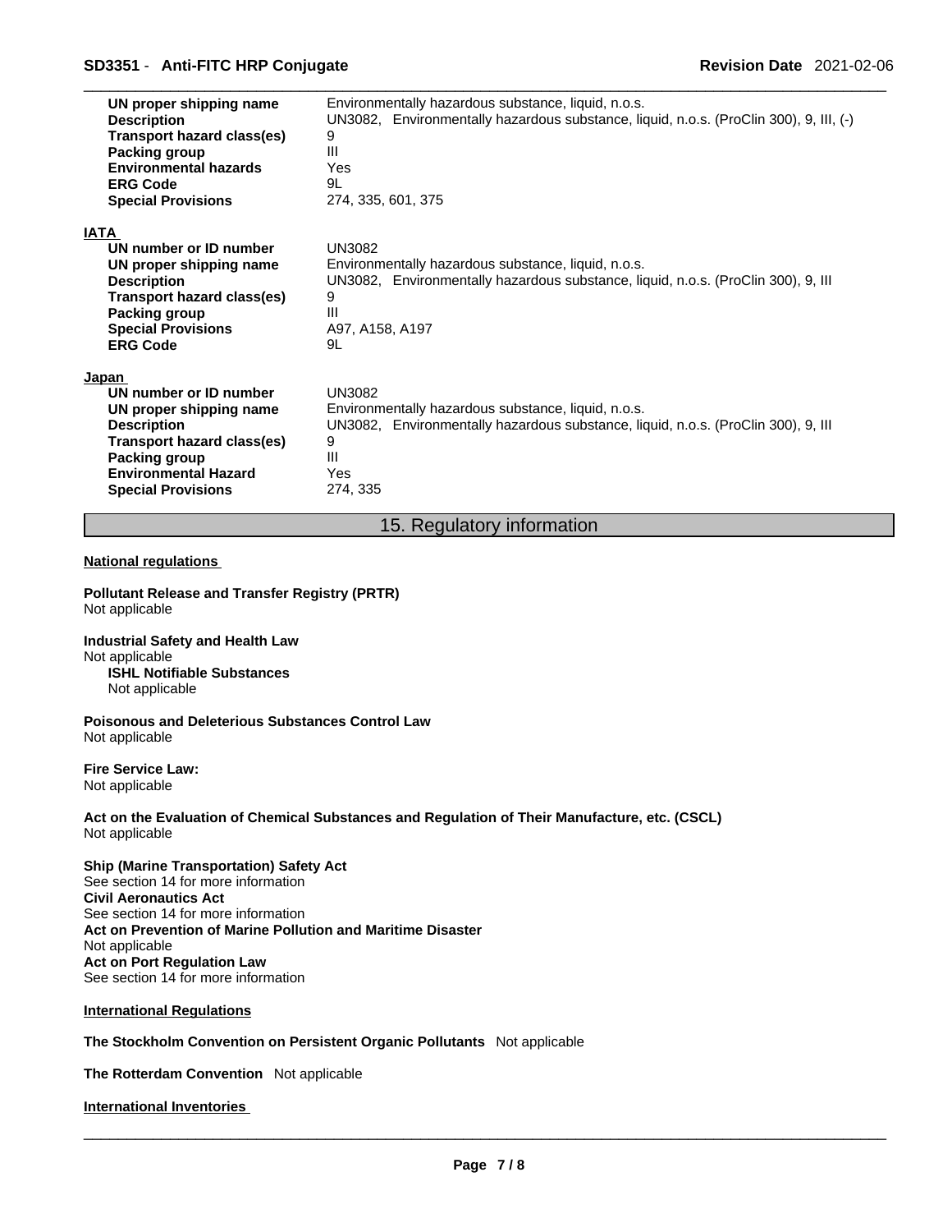| | |
|---|---|
| **UN proper shipping name** | Environmentally hazardous substance, liquid, n.o.s. |
| **Description** | UN3082, Environmentally hazardous substance, liquid, n.o.s. (ProClin 300), 9, III, (-) |
| **Transport hazard class(es)** | 9 |
| **Packing group** | III |
| **Environmental hazards** | Yes |
| **ERG Code** | 9L |
| **Special Provisions** | 274, 335, 601, 375 |

**IATA**

| | |
|---|---|
| **UN number or ID number** | UN3082 |
| **UN proper shipping name** | Environmentally hazardous substance, liquid, n.o.s. |
| **Description** | UN3082, Environmentally hazardous substance, liquid, n.o.s. (ProClin 300), 9, III |
| **Transport hazard class(es)** | 9 |
| **Packing group** | III |
| **Special Provisions** | A97, A158, A197 |
| **ERG Code** | 9L |

**Japan**

| | |
|---|---|
| **UN number or ID number** | UN3082 |
| **UN proper shipping name** | Environmentally hazardous substance, liquid, n.o.s. |
| **Description** | UN3082, Environmentally hazardous substance, liquid, n.o.s. (ProClin 300), 9, III |
| **Transport hazard class(es)** | 9 |
| **Packing group** | III |
| **Environmental Hazard** | Yes |
| **Special Provisions** | 274, 335 |

## 15. Regulatory information

**National regulations**

**Pollutant Release and Transfer Registry (PRTR)**
Not applicable

**Industrial Safety and Health Law**
Not applicable
**ISHL Notifiable Substances**
Not applicable

**Poisonous and Deleterious Substances Control Law**
Not applicable

**Fire Service Law:**
Not applicable

**Act on the Evaluation of Chemical Substances and Regulation of Their Manufacture, etc. (CSCL)**
Not applicable

**Ship (Marine Transportation) Safety Act**
See section 14 for more information
**Civil Aeronautics Act**
See section 14 for more information
**Act on Prevention of Marine Pollution and Maritime Disaster**
Not applicable
**Act on Port Regulation Law**
See section 14 for more information

**International Regulations**

**The Stockholm Convention on Persistent Organic Pollutants** Not applicable

**The Rotterdam Convention** Not applicable

**International Inventories**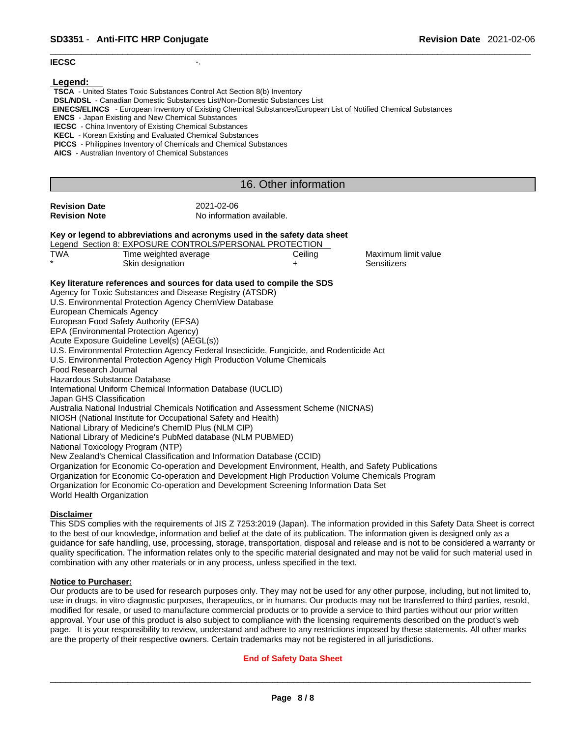**IECSC** -.

**Legend:**

**TSCA** - United States Toxic Substances Control Act Section 8(b) Inventory
**DSL/NDSL** - Canadian Domestic Substances List/Non-Domestic Substances List
**EINECS/ELINCS** - European Inventory of Existing Chemical Substances/European List of Notified Chemical Substances
**ENCS** - Japan Existing and New Chemical Substances
**IECSC** - China Inventory of Existing Chemical Substances
**KECL** - Korean Existing and Evaluated Chemical Substances
**PICCS** - Philippines Inventory of Chemicals and Chemical Substances
**AICS** - Australian Inventory of Chemical Substances

## 16. Other information

**Revision Date** 2021-02-06
**Revision Note** No information available.

**Key or legend to abbreviations and acronyms used in the safety data sheet**

Legend Section 8: EXPOSURE CONTROLS/PERSONAL PROTECTION

| | | | |
|---|---|---|---|
| TWA | Time weighted average | Ceiling | Maximum limit value |
| * | Skin designation | + | Sensitizers |

**Key literature references and sources for data used to compile the SDS**

Agency for Toxic Substances and Disease Registry (ATSDR)
U.S. Environmental Protection Agency ChemView Database
European Chemicals Agency
European Food Safety Authority (EFSA)
EPA (Environmental Protection Agency)
Acute Exposure Guideline Level(s) (AEGL(s))
U.S. Environmental Protection Agency Federal Insecticide, Fungicide, and Rodenticide Act
U.S. Environmental Protection Agency High Production Volume Chemicals
Food Research Journal
Hazardous Substance Database
International Uniform Chemical Information Database (IUCLID)
Japan GHS Classification
Australia National Industrial Chemicals Notification and Assessment Scheme (NICNAS)
NIOSH (National Institute for Occupational Safety and Health)
National Library of Medicine's ChemID Plus (NLM CIP)
National Library of Medicine's PubMed database (NLM PUBMED)
National Toxicology Program (NTP)
New Zealand's Chemical Classification and Information Database (CCID)
Organization for Economic Co-operation and Development Environment, Health, and Safety Publications
Organization for Economic Co-operation and Development High Production Volume Chemicals Program
Organization for Economic Co-operation and Development Screening Information Data Set
World Health Organization

**Disclaimer**

This SDS complies with the requirements of JIS Z 7253:2019 (Japan). The information provided in this Safety Data Sheet is correct to the best of our knowledge, information and belief at the date of its publication. The information given is designed only as a guidance for safe handling, use, processing, storage, transportation, disposal and release and is not to be considered a warranty or quality specification. The information relates only to the specific material designated and may not be valid for such material used in combination with any other materials or in any process, unless specified in the text.

**Notice to Purchaser:**

Our products are to be used for research purposes only. They may not be used for any other purpose, including, but not limited to, use in drugs, in vitro diagnostic purposes, therapeutics, or in humans. Our products may not be transferred to third parties, resold, modified for resale, or used to manufacture commercial products or to provide a service to third parties without our prior written approval. Your use of this product is also subject to compliance with the licensing requirements described on the product's web page. It is your responsibility to review, understand and adhere to any restrictions imposed by these statements. All other marks are the property of their respective owners. Certain trademarks may not be registered in all jurisdictions.

**End of Safety Data Sheet**